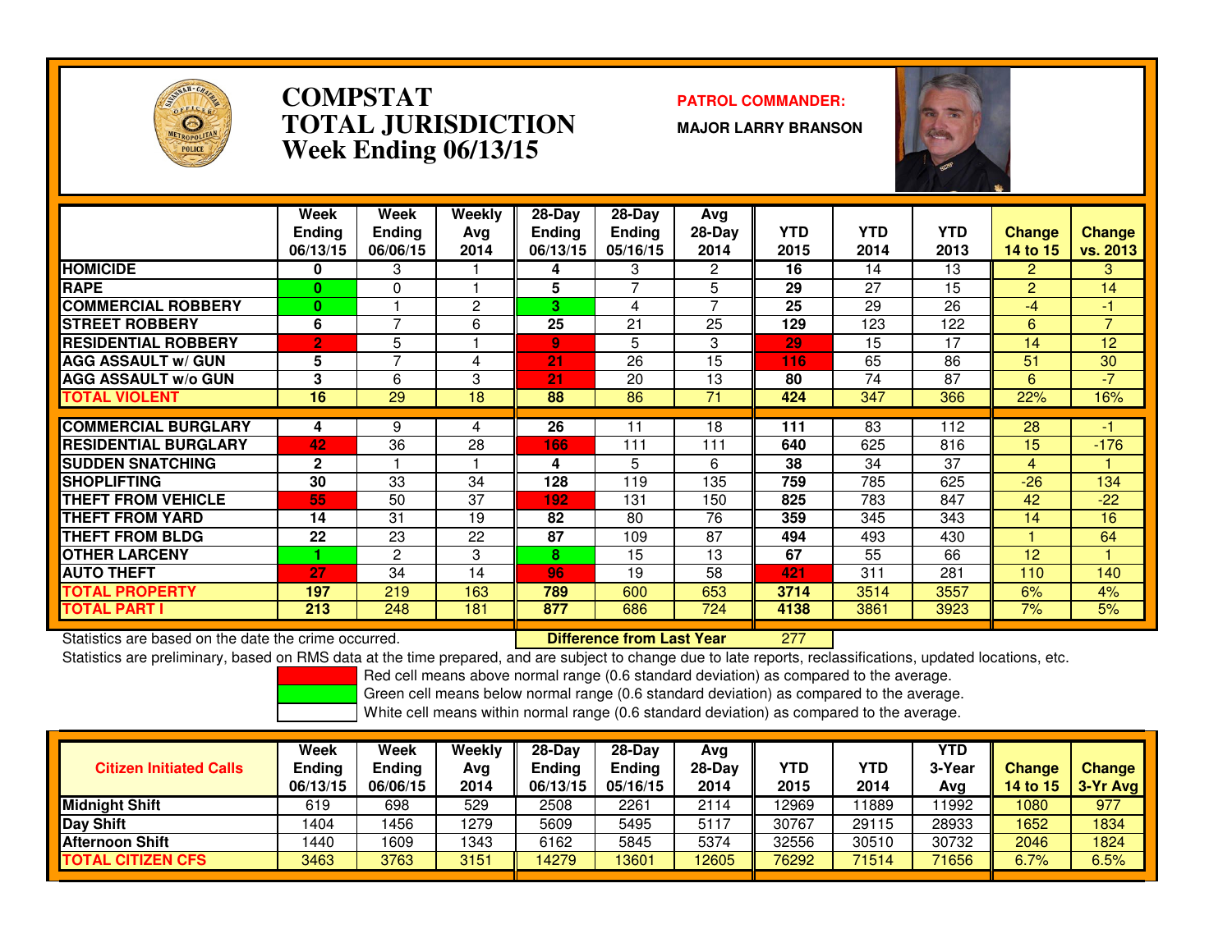# COMPSTAT
# TOTAL JURISDICTION
## Week Ending 06/13/15

**PATROL COMMANDER:**

**MAJOR LARRY BRANSON**

| | Week Ending 06/13/15 | Week Ending 06/06/15 | Weekly Avg 2014 | 28-Day Ending 06/13/15 | 28-Day Ending 05/16/15 | Avg 28-Day 2014 | YTD 2015 | YTD 2014 | YTD 2013 | Change 14 to 15 | Change vs. 2013 |
|---|---|---|---|---|---|---|---|---|---|---|---|
| HOMICIDE | 0 | 3 | 1 | 4 | 3 | 2 | 16 | 14 | 13 | 2 | 3 |
| RAPE | 0 | 0 | 1 | 5 | 7 | 5 | 29 | 27 | 15 | 2 | 14 |
| COMMERCIAL ROBBERY | 0 | 1 | 2 | 3 | 4 | 7 | 25 | 29 | 26 | -4 | -1 |
| STREET ROBBERY | 6 | 7 | 6 | 25 | 21 | 25 | 129 | 123 | 122 | 6 | 7 |
| RESIDENTIAL ROBBERY | 2 | 5 | 1 | 9 | 5 | 3 | 29 | 15 | 17 | 14 | 12 |
| AGG ASSAULT w/ GUN | 5 | 7 | 4 | 21 | 26 | 15 | 116 | 65 | 86 | 51 | 30 |
| AGG ASSAULT w/o GUN | 3 | 6 | 3 | 21 | 20 | 13 | 80 | 74 | 87 | 6 | -7 |
| TOTAL VIOLENT | 16 | 29 | 18 | 88 | 86 | 71 | 424 | 347 | 366 | 22% | 16% |
| COMMERCIAL BURGLARY | 4 | 9 | 4 | 26 | 11 | 18 | 111 | 83 | 112 | 28 | -1 |
| RESIDENTIAL BURGLARY | 42 | 36 | 28 | 166 | 111 | 111 | 640 | 625 | 816 | 15 | -176 |
| SUDDEN SNATCHING | 2 | 1 | 1 | 4 | 5 | 6 | 38 | 34 | 37 | 4 | 1 |
| SHOPLIFTING | 30 | 33 | 34 | 128 | 119 | 135 | 759 | 785 | 625 | -26 | 134 |
| THEFT FROM VEHICLE | 55 | 50 | 37 | 192 | 131 | 150 | 825 | 783 | 847 | 42 | -22 |
| THEFT FROM YARD | 14 | 31 | 19 | 82 | 80 | 76 | 359 | 345 | 343 | 14 | 16 |
| THEFT FROM BLDG | 22 | 23 | 22 | 87 | 109 | 87 | 494 | 493 | 430 | 1 | 64 |
| OTHER LARCENY | 1 | 2 | 3 | 8 | 15 | 13 | 67 | 55 | 66 | 12 | 1 |
| AUTO THEFT | 27 | 34 | 14 | 96 | 19 | 58 | 421 | 311 | 281 | 110 | 140 |
| TOTAL PROPERTY | 197 | 219 | 163 | 789 | 600 | 653 | 3714 | 3514 | 3557 | 6% | 4% |
| TOTAL PART I | 213 | 248 | 181 | 877 | 686 | 724 | 4138 | 3861 | 3923 | 7% | 5% |

Statistics are based on the date the crime occurred. **Difference from Last Year** 277

Statistics are preliminary, based on RMS data at the time prepared, and are subject to change due to late reports, reclassifications, updated locations, etc.

Red cell means above normal range (0.6 standard deviation) as compared to the average.
Green cell means below normal range (0.6 standard deviation) as compared to the average.
White cell means within normal range (0.6 standard deviation) as compared to the average.

| Citizen Initiated Calls | Week Ending 06/13/15 | Week Ending 06/06/15 | Weekly Avg 2014 | 28-Day Ending 06/13/15 | 28-Day Ending 05/16/15 | Avg 28-Day 2014 | YTD 2015 | YTD 2014 | YTD 3-Year Avg | Change 14 to 15 | Change 3-Yr Avg |
|---|---|---|---|---|---|---|---|---|---|---|---|
| Midnight Shift | 619 | 698 | 529 | 2508 | 2261 | 2114 | 12969 | 11889 | 11992 | 1080 | 977 |
| Day Shift | 1404 | 1456 | 1279 | 5609 | 5495 | 5117 | 30767 | 29115 | 28933 | 1652 | 1834 |
| Afternoon Shift | 1440 | 1609 | 1343 | 6162 | 5845 | 5374 | 32556 | 30510 | 30732 | 2046 | 1824 |
| TOTAL CITIZEN CFS | 3463 | 3763 | 3151 | 14279 | 13601 | 12605 | 76292 | 71514 | 71656 | 6.7% | 6.5% |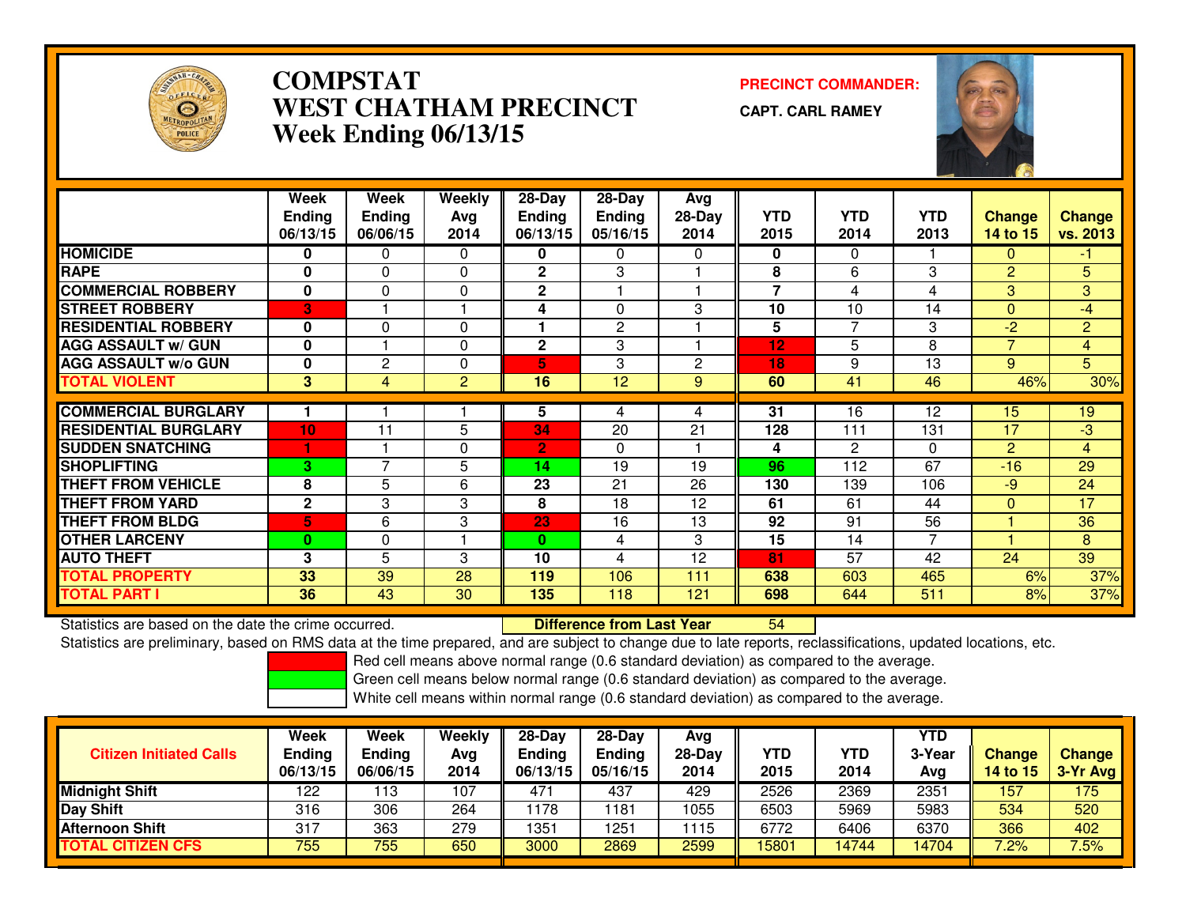# COMPSTAT
# WEST CHATHAM PRECINCT
## Week Ending 06/13/15

**PRECINCT COMMANDER:**

**CAPT. CARL RAMEY**

| | Week Ending 06/13/15 | Week Ending 06/06/15 | Weekly Avg 2014 | 28-Day Ending 06/13/15 | 28-Day Ending 05/16/15 | Avg 28-Day 2014 | YTD 2015 | YTD 2014 | YTD 2013 | Change 14 to 15 | Change vs. 2013 |
|---|---|---|---|---|---|---|---|---|---|---|---|
| HOMICIDE | 0 | 0 | 0 | 0 | 0 | 0 | 0 | 0 | 1 | 0 | -1 |
| RAPE | 0 | 0 | 0 | 2 | 3 | 1 | 8 | 6 | 3 | 2 | 5 |
| COMMERCIAL ROBBERY | 0 | 0 | 0 | 2 | 1 | 1 | 7 | 4 | 4 | 3 | 3 |
| STREET ROBBERY | 3 | 1 | 1 | 4 | 0 | 3 | 10 | 10 | 14 | 0 | -4 |
| RESIDENTIAL ROBBERY | 0 | 0 | 0 | 1 | 2 | 1 | 5 | 7 | 3 | -2 | 2 |
| AGG ASSAULT w/ GUN | 0 | 1 | 0 | 2 | 3 | 1 | 12 | 5 | 8 | 7 | 4 |
| AGG ASSAULT w/o GUN | 0 | 2 | 0 | 5 | 3 | 2 | 18 | 9 | 13 | 9 | 5 |
| TOTAL VIOLENT | 3 | 4 | 2 | 16 | 12 | 9 | 60 | 41 | 46 | 46% | 30% |
| COMMERCIAL BURGLARY | 1 | 1 | 1 | 5 | 4 | 4 | 31 | 16 | 12 | 15 | 19 |
| RESIDENTIAL BURGLARY | 10 | 11 | 5 | 34 | 20 | 21 | 128 | 111 | 131 | 17 | -3 |
| SUDDEN SNATCHING | 1 | 1 | 0 | 2 | 0 | 1 | 4 | 2 | 0 | 2 | 4 |
| SHOPLIFTING | 3 | 7 | 5 | 14 | 19 | 19 | 96 | 112 | 67 | -16 | 29 |
| THEFT FROM VEHICLE | 8 | 5 | 6 | 23 | 21 | 26 | 130 | 139 | 106 | -9 | 24 |
| THEFT FROM YARD | 2 | 3 | 3 | 8 | 18 | 12 | 61 | 61 | 44 | 0 | 17 |
| THEFT FROM BLDG | 5 | 6 | 3 | 23 | 16 | 13 | 92 | 91 | 56 | 1 | 36 |
| OTHER LARCENY | 0 | 0 | 1 | 0 | 4 | 3 | 15 | 14 | 7 | 1 | 8 |
| AUTO THEFT | 3 | 5 | 3 | 10 | 4 | 12 | 81 | 57 | 42 | 24 | 39 |
| TOTAL PROPERTY | 33 | 39 | 28 | 119 | 106 | 111 | 638 | 603 | 465 | 6% | 37% |
| TOTAL PART I | 36 | 43 | 30 | 135 | 118 | 121 | 698 | 644 | 511 | 8% | 37% |

Statistics are based on the date the crime occurred. **Difference from Last Year** 54

Statistics are preliminary, based on RMS data at the time prepared, and are subject to change due to late reports, reclassifications, updated locations, etc.

Red cell means above normal range (0.6 standard deviation) as compared to the average.

Green cell means below normal range (0.6 standard deviation) as compared to the average.

White cell means within normal range (0.6 standard deviation) as compared to the average.

| Citizen Initiated Calls | Week Ending 06/13/15 | Week Ending 06/06/15 | Weekly Avg 2014 | 28-Day Ending 06/13/15 | 28-Day Ending 05/16/15 | Avg 28-Day 2014 | YTD 2015 | YTD 2014 | YTD 3-Year Avg | Change 14 to 15 | Change 3-Yr Avg |
|---|---|---|---|---|---|---|---|---|---|---|---|
| Midnight Shift | 122 | 113 | 107 | 471 | 437 | 429 | 2526 | 2369 | 2351 | 157 | 175 |
| Day Shift | 316 | 306 | 264 | 1178 | 1181 | 1055 | 6503 | 5969 | 5983 | 534 | 520 |
| Afternoon Shift | 317 | 363 | 279 | 1351 | 1251 | 1115 | 6772 | 6406 | 6370 | 366 | 402 |
| TOTAL CITIZEN CFS | 755 | 755 | 650 | 3000 | 2869 | 2599 | 15801 | 14744 | 14704 | 7.2% | 7.5% |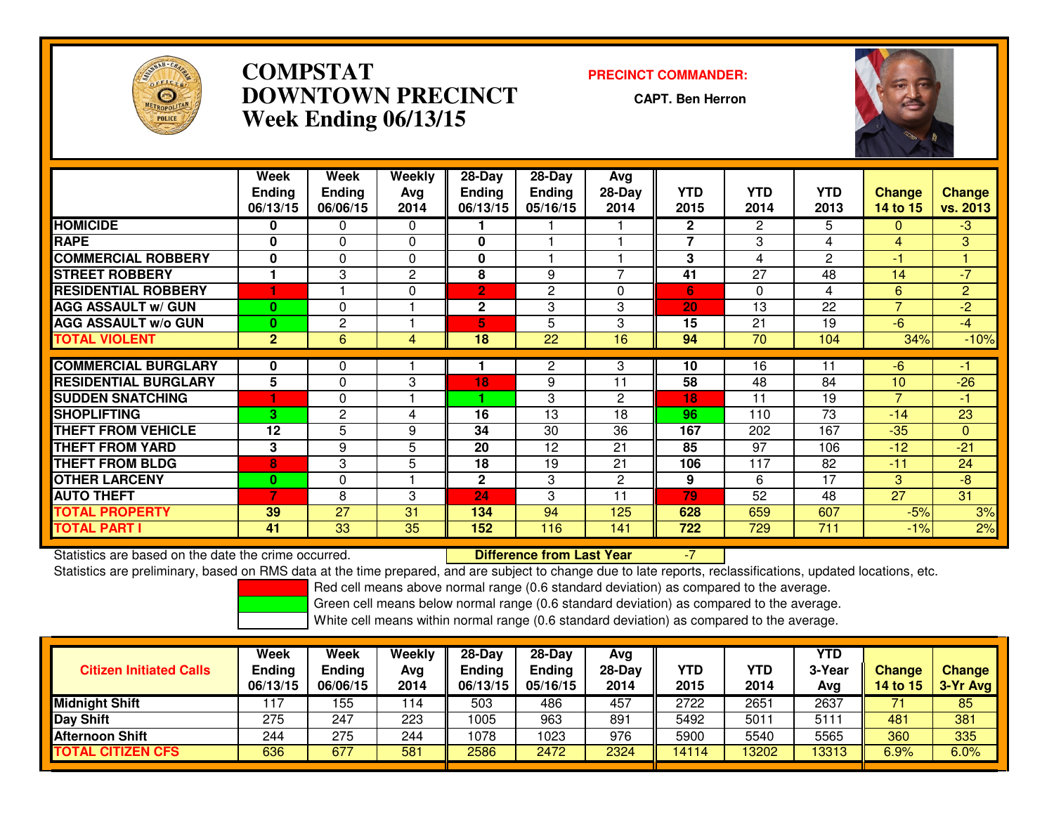# COMPSTAT DOWNTOWN PRECINCT Week Ending 06/13/15

**PRECINCT COMMANDER:**

**CAPT. Ben Herron**

| | Week Ending 06/13/15 | Week Ending 06/06/15 | Weekly Avg 2014 | 28-Day Ending 06/13/15 | 28-Day Ending 05/16/15 | Avg 28-Day 2014 | YTD 2015 | YTD 2014 | YTD 2013 | Change 14 to 15 | Change vs. 2013 |
|---|---|---|---|---|---|---|---|---|---|---|---|
| HOMICIDE | 0 | 0 | 0 | 1 | 1 | 1 | 2 | 2 | 5 | 0 | -3 |
| RAPE | 0 | 0 | 0 | 0 | 1 | 1 | 7 | 3 | 4 | 4 | 3 |
| COMMERCIAL ROBBERY | 0 | 0 | 0 | 0 | 1 | 1 | 3 | 4 | 2 | -1 | 1 |
| STREET ROBBERY | 1 | 3 | 2 | 8 | 9 | 7 | 41 | 27 | 48 | 14 | -7 |
| RESIDENTIAL ROBBERY | 1 | 1 | 0 | 2 | 2 | 0 | 6 | 0 | 4 | 6 | 2 |
| AGG ASSAULT w/ GUN | 0 | 0 | 1 | 2 | 3 | 3 | 20 | 13 | 22 | 7 | -2 |
| AGG ASSAULT w/o GUN | 0 | 2 | 1 | 5 | 5 | 3 | 15 | 21 | 19 | -6 | -4 |
| TOTAL VIOLENT | 2 | 6 | 4 | 18 | 22 | 16 | 94 | 70 | 104 | 34% | -10% |
| COMMERCIAL BURGLARY | 0 | 0 | 1 | 1 | 2 | 3 | 10 | 16 | 11 | -6 | -1 |
| RESIDENTIAL BURGLARY | 5 | 0 | 3 | 18 | 9 | 11 | 58 | 48 | 84 | 10 | -26 |
| SUDDEN SNATCHING | 1 | 0 | 1 | 1 | 3 | 2 | 18 | 11 | 19 | 7 | -1 |
| SHOPLIFTING | 3 | 2 | 4 | 16 | 13 | 18 | 96 | 110 | 73 | -14 | 23 |
| THEFT FROM VEHICLE | 12 | 5 | 9 | 34 | 30 | 36 | 167 | 202 | 167 | -35 | 0 |
| THEFT FROM YARD | 3 | 9 | 5 | 20 | 12 | 21 | 85 | 97 | 106 | -12 | -21 |
| THEFT FROM BLDG | 8 | 3 | 5 | 18 | 19 | 21 | 106 | 117 | 82 | -11 | 24 |
| OTHER LARCENY | 0 | 0 | 1 | 2 | 3 | 2 | 9 | 6 | 17 | 3 | -8 |
| AUTO THEFT | 7 | 8 | 3 | 24 | 3 | 11 | 79 | 52 | 48 | 27 | 31 |
| TOTAL PROPERTY | 39 | 27 | 31 | 134 | 94 | 125 | 628 | 659 | 607 | -5% | 3% |
| TOTAL PART I | 41 | 33 | 35 | 152 | 116 | 141 | 722 | 729 | 711 | -1% | 2% |

Statistics are based on the date the crime occurred. **Difference from Last Year** -7

Statistics are preliminary, based on RMS data at the time prepared, and are subject to change due to late reports, reclassifications, updated locations, etc.

Red cell means above normal range (0.6 standard deviation) as compared to the average.
Green cell means below normal range (0.6 standard deviation) as compared to the average.
White cell means within normal range (0.6 standard deviation) as compared to the average.

| Citizen Initiated Calls | Week Ending 06/13/15 | Week Ending 06/06/15 | Weekly Avg 2014 | 28-Day Ending 06/13/15 | 28-Day Ending 05/16/15 | Avg 28-Day 2014 | YTD 2015 | YTD 2014 | YTD 3-Year Avg | Change 14 to 15 | Change 3-Yr Avg |
|---|---|---|---|---|---|---|---|---|---|---|---|
| Midnight Shift | 117 | 155 | 114 | 503 | 486 | 457 | 2722 | 2651 | 2637 | 71 | 85 |
| Day Shift | 275 | 247 | 223 | 1005 | 963 | 891 | 5492 | 5011 | 5111 | 481 | 381 |
| Afternoon Shift | 244 | 275 | 244 | 1078 | 1023 | 976 | 5900 | 5540 | 5565 | 360 | 335 |
| TOTAL CITIZEN CFS | 636 | 677 | 581 | 2586 | 2472 | 2324 | 14114 | 13202 | 13313 | 6.9% | 6.0% |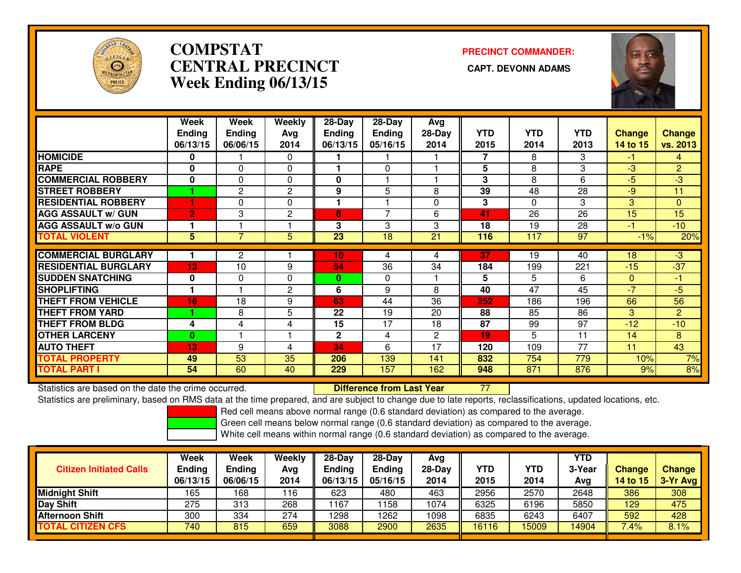# COMPSTAT
# CENTRAL PRECINCT
## Week Ending 06/13/15

**PRECINCT COMMANDER:**

**CAPT. DEVONN ADAMS**

| | Week Ending 06/13/15 | Week Ending 06/06/15 | Weekly Avg 2014 | 28-Day Ending 06/13/15 | 28-Day Ending 05/16/15 | Avg 28-Day 2014 | YTD 2015 | YTD 2014 | YTD 2013 | Change 14 to 15 | Change vs. 2013 |
|---|---|---|---|---|---|---|---|---|---|---|---|
| HOMICIDE | 0 | 1 | 0 | 1 | 1 | 1 | 7 | 8 | 3 | -1 | 4 |
| RAPE | 0 | 0 | 0 | 1 | 0 | 1 | 5 | 8 | 3 | -3 | 2 |
| COMMERCIAL ROBBERY | 0 | 0 | 0 | 0 | 1 | 1 | 3 | 8 | 6 | -5 | -3 |
| STREET ROBBERY | 1 | 2 | 2 | 9 | 5 | 8 | 39 | 48 | 28 | -9 | 11 |
| RESIDENTIAL ROBBERY | 1 | 0 | 0 | 1 | 1 | 0 | 3 | 0 | 3 | 3 | 0 |
| AGG ASSAULT w/ GUN | 2 | 3 | 2 | 8 | 7 | 6 | 41 | 26 | 26 | 15 | 15 |
| AGG ASSAULT w/o GUN | 1 | 1 | 1 | 3 | 3 | 3 | 18 | 19 | 28 | -1 | -10 |
| TOTAL VIOLENT | 5 | 7 | 5 | 23 | 18 | 21 | 116 | 117 | 97 | -1% | 20% |
| COMMERCIAL BURGLARY | 1 | 2 | 1 | 10 | 4 | 4 | 37 | 19 | 40 | 18 | -3 |
| RESIDENTIAL BURGLARY | 13 | 10 | 9 | 54 | 36 | 34 | 184 | 199 | 221 | -15 | -37 |
| SUDDEN SNATCHING | 0 | 0 | 0 | 0 | 0 | 1 | 5 | 5 | 6 | 0 | -1 |
| SHOPLIFTING | 1 | 1 | 2 | 6 | 9 | 8 | 40 | 47 | 45 | -7 | -5 |
| THEFT FROM VEHICLE | 16 | 18 | 9 | 63 | 44 | 36 | 252 | 186 | 196 | 66 | 56 |
| THEFT FROM YARD | 1 | 8 | 5 | 22 | 19 | 20 | 88 | 85 | 86 | 3 | 2 |
| THEFT FROM BLDG | 4 | 4 | 4 | 15 | 17 | 18 | 87 | 99 | 97 | -12 | -10 |
| OTHER LARCENY | 0 | 1 | 1 | 2 | 4 | 2 | 19 | 5 | 11 | 14 | 8 |
| AUTO THEFT | 13 | 9 | 4 | 34 | 6 | 17 | 120 | 109 | 77 | 11 | 43 |
| TOTAL PROPERTY | 49 | 53 | 35 | 206 | 139 | 141 | 832 | 754 | 779 | 10% | 7% |
| TOTAL PART I | 54 | 60 | 40 | 229 | 157 | 162 | 948 | 871 | 876 | 9% | 8% |

Statistics are based on the date the crime occurred. **Difference from Last Year** 77

Statistics are preliminary, based on RMS data at the time prepared, and are subject to change due to late reports, reclassifications, updated locations, etc.

Red cell means above normal range (0.6 standard deviation) as compared to the average.
Green cell means below normal range (0.6 standard deviation) as compared to the average.
White cell means within normal range (0.6 standard deviation) as compared to the average.

| Citizen Initiated Calls | Week Ending 06/13/15 | Week Ending 06/06/15 | Weekly Avg 2014 | 28-Day Ending 06/13/15 | 28-Day Ending 05/16/15 | Avg 28-Day 2014 | YTD 2015 | YTD 2014 | YTD 3-Year Avg | Change 14 to 15 | Change 3-Yr Avg |
|---|---|---|---|---|---|---|---|---|---|---|---|
| Midnight Shift | 165 | 168 | 116 | 623 | 480 | 463 | 2956 | 2570 | 2648 | 386 | 308 |
| Day Shift | 275 | 313 | 268 | 1167 | 1158 | 1074 | 6325 | 6196 | 5850 | 129 | 475 |
| Afternoon Shift | 300 | 334 | 274 | 1298 | 1262 | 1098 | 6835 | 6243 | 6407 | 592 | 428 |
| TOTAL CITIZEN CFS | 740 | 815 | 659 | 3088 | 2900 | 2635 | 16116 | 15009 | 14904 | 7.4% | 8.1% |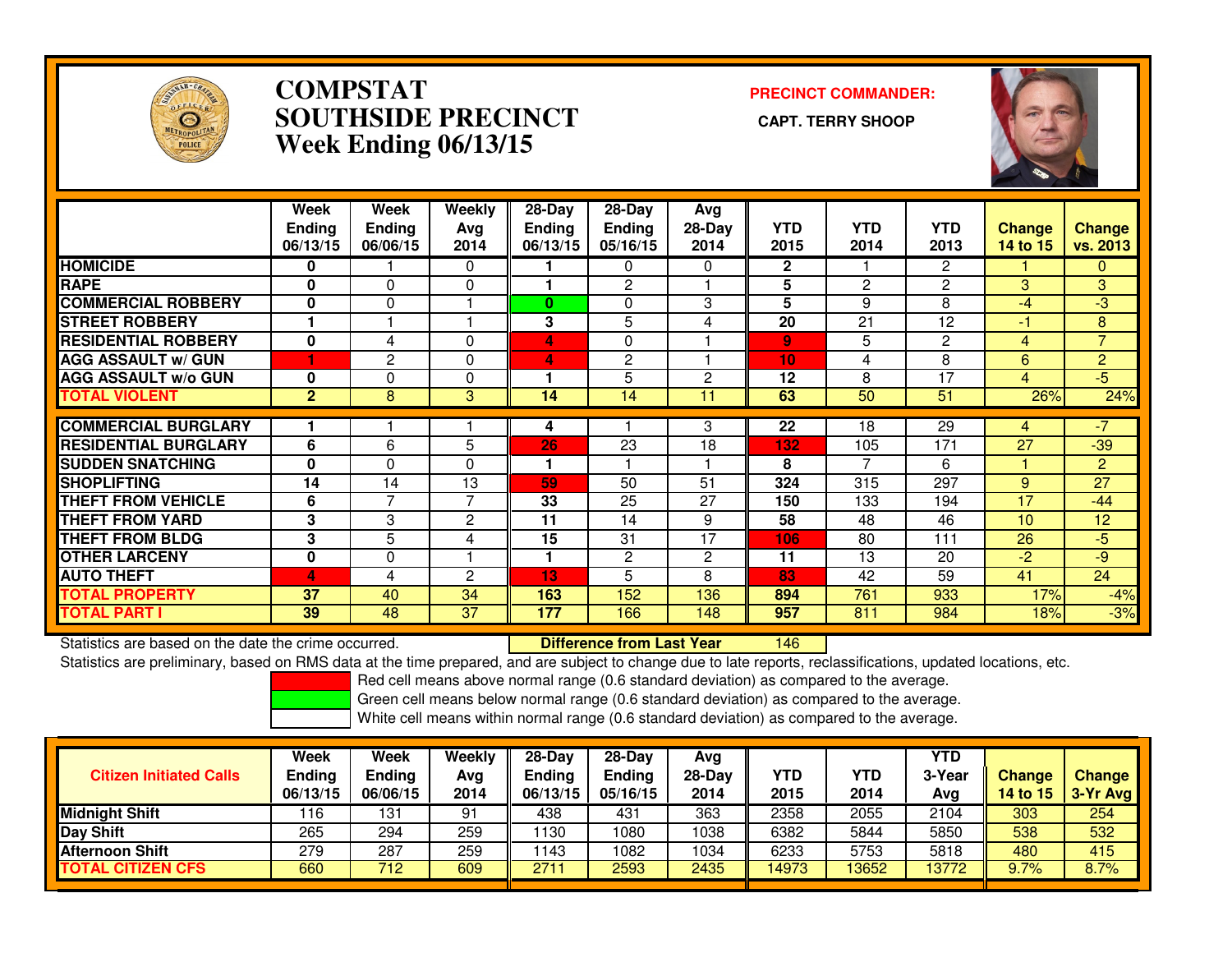# COMPSTAT
# SOUTHSIDE PRECINCT
# Week Ending 06/13/15

**PRECINCT COMMANDER:**

**CAPT. TERRY SHOOP**

| | Week Ending 06/13/15 | Week Ending 06/06/15 | Weekly Avg 2014 | 28-Day Ending 06/13/15 | 28-Day Ending 05/16/15 | Avg 28-Day 2014 | YTD 2015 | YTD 2014 | YTD 2013 | Change 14 to 15 | Change vs. 2013 |
|---|---|---|---|---|---|---|---|---|---|---|---|
| HOMICIDE | 0 | 1 | 0 | 1 | 0 | 0 | 2 | 1 | 2 | 1 | 0 |
| RAPE | 0 | 0 | 0 | 1 | 2 | 1 | 5 | 2 | 2 | 3 | 3 |
| COMMERCIAL ROBBERY | 0 | 0 | 1 | 0 | 0 | 3 | 5 | 9 | 8 | -4 | -3 |
| STREET ROBBERY | 1 | 1 | 1 | 3 | 5 | 4 | 20 | 21 | 12 | -1 | 8 |
| RESIDENTIAL ROBBERY | 0 | 4 | 0 | 4 | 0 | 1 | 9 | 5 | 2 | 4 | 7 |
| AGG ASSAULT w/ GUN | 1 | 2 | 0 | 4 | 2 | 1 | 10 | 4 | 8 | 6 | 2 |
| AGG ASSAULT w/o GUN | 0 | 0 | 0 | 1 | 5 | 2 | 12 | 8 | 17 | 4 | -5 |
| TOTAL VIOLENT | 2 | 8 | 3 | 14 | 14 | 11 | 63 | 50 | 51 | 26% | 24% |
| COMMERCIAL BURGLARY | 1 | 1 | 1 | 4 | 1 | 3 | 22 | 18 | 29 | 4 | -7 |
| RESIDENTIAL BURGLARY | 6 | 6 | 5 | 26 | 23 | 18 | 132 | 105 | 171 | 27 | -39 |
| SUDDEN SNATCHING | 0 | 0 | 0 | 1 | 1 | 1 | 8 | 7 | 6 | 1 | 2 |
| SHOPLIFTING | 14 | 14 | 13 | 59 | 50 | 51 | 324 | 315 | 297 | 9 | 27 |
| THEFT FROM VEHICLE | 6 | 7 | 7 | 33 | 25 | 27 | 150 | 133 | 194 | 17 | -44 |
| THEFT FROM YARD | 3 | 3 | 2 | 11 | 14 | 9 | 58 | 48 | 46 | 10 | 12 |
| THEFT FROM BLDG | 3 | 5 | 4 | 15 | 31 | 17 | 106 | 80 | 111 | 26 | -5 |
| OTHER LARCENY | 0 | 0 | 1 | 1 | 2 | 2 | 11 | 13 | 20 | -2 | -9 |
| AUTO THEFT | 4 | 4 | 2 | 13 | 5 | 8 | 83 | 42 | 59 | 41 | 24 |
| TOTAL PROPERTY | 37 | 40 | 34 | 163 | 152 | 136 | 894 | 761 | 933 | 17% | -4% |
| TOTAL PART I | 39 | 48 | 37 | 177 | 166 | 148 | 957 | 811 | 984 | 18% | -3% |

Statistics are based on the date the crime occurred. **Difference from Last Year** 146

Statistics are preliminary, based on RMS data at the time prepared, and are subject to change due to late reports, reclassifications, updated locations, etc.

Red cell means above normal range (0.6 standard deviation) as compared to the average.
Green cell means below normal range (0.6 standard deviation) as compared to the average.
White cell means within normal range (0.6 standard deviation) as compared to the average.

| Citizen Initiated Calls | Week Ending 06/13/15 | Week Ending 06/06/15 | Weekly Avg 2014 | 28-Day Ending 06/13/15 | 28-Day Ending 05/16/15 | Avg 28-Day 2014 | YTD 2015 | YTD 2014 | YTD 3-Year Avg | Change 14 to 15 | Change 3-Yr Avg |
|---|---|---|---|---|---|---|---|---|---|---|---|
| Midnight Shift | 116 | 131 | 91 | 438 | 431 | 363 | 2358 | 2055 | 2104 | 303 | 254 |
| Day Shift | 265 | 294 | 259 | 1130 | 1080 | 1038 | 6382 | 5844 | 5850 | 538 | 532 |
| Afternoon Shift | 279 | 287 | 259 | 1143 | 1082 | 1034 | 6233 | 5753 | 5818 | 480 | 415 |
| TOTAL CITIZEN CFS | 660 | 712 | 609 | 2711 | 2593 | 2435 | 14973 | 13652 | 13772 | 9.7% | 8.7% |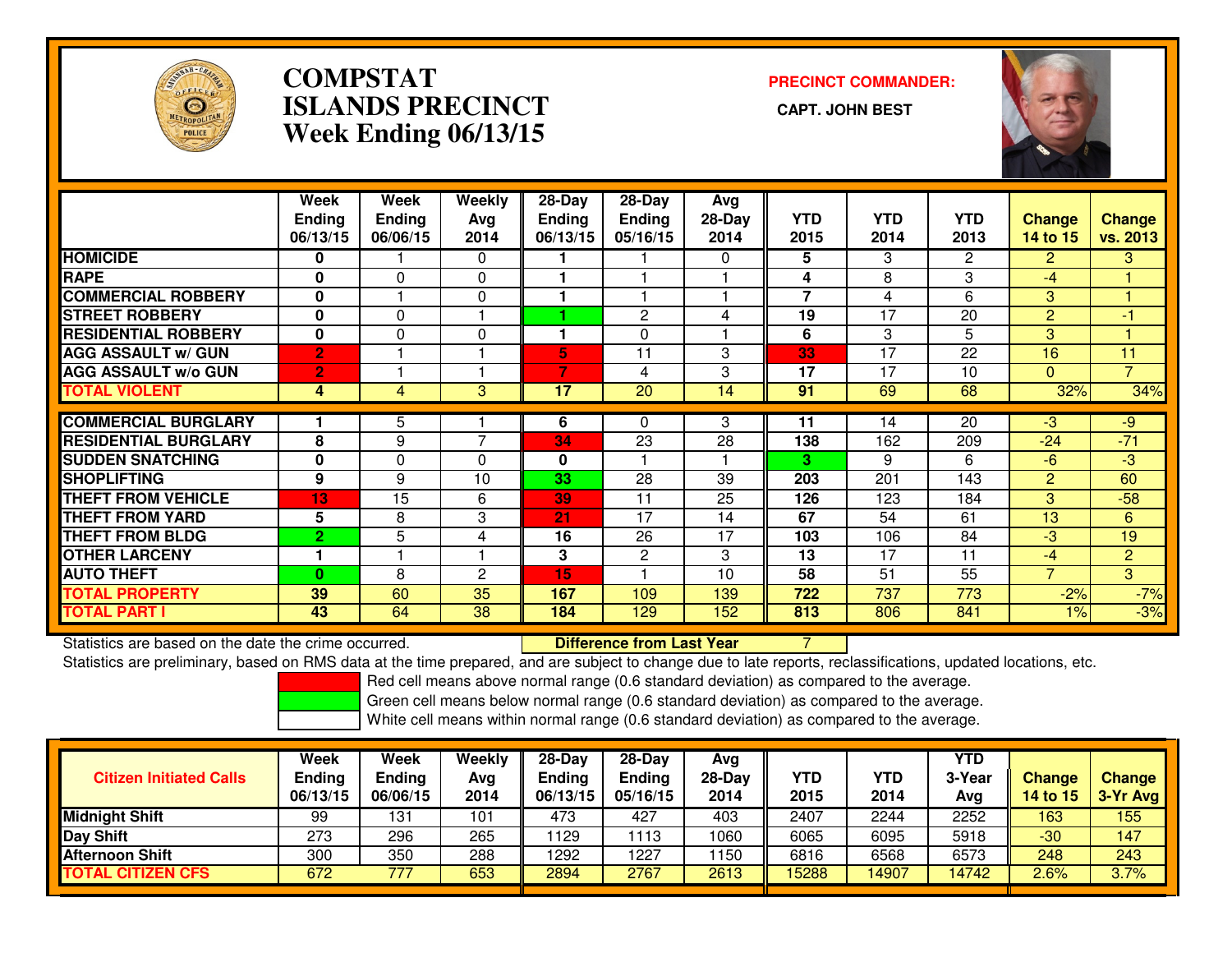# COMPSTAT
# ISLANDS PRECINCT
# Week Ending 06/13/15

**PRECINCT COMMANDER:**

**CAPT. JOHN BEST**

| | Week Ending 06/13/15 | Week Ending 06/06/15 | Weekly Avg 2014 | 28-Day Ending 06/13/15 | 28-Day Ending 05/16/15 | Avg 28-Day 2014 | YTD 2015 | YTD 2014 | YTD 2013 | Change 14 to 15 | Change vs. 2013 |
|---|---|---|---|---|---|---|---|---|---|---|---|
| HOMICIDE | 0 | 1 | 0 | 1 | 1 | 0 | 5 | 3 | 2 | 2 | 3 |
| RAPE | 0 | 0 | 0 | 1 | 1 | 1 | 4 | 8 | 3 | -4 | 1 |
| COMMERCIAL ROBBERY | 0 | 1 | 0 | 1 | 1 | 1 | 7 | 4 | 6 | 3 | 1 |
| STREET ROBBERY | 0 | 0 | 1 | 1 | 2 | 4 | 19 | 17 | 20 | 2 | -1 |
| RESIDENTIAL ROBBERY | 0 | 0 | 0 | 1 | 0 | 1 | 6 | 3 | 5 | 3 | 1 |
| AGG ASSAULT w/ GUN | 2 | 1 | 1 | 5 | 11 | 3 | 33 | 17 | 22 | 16 | 11 |
| AGG ASSAULT w/o GUN | 2 | 1 | 1 | 7 | 4 | 3 | 17 | 17 | 10 | 0 | 7 |
| TOTAL VIOLENT | 4 | 4 | 3 | 17 | 20 | 14 | 91 | 69 | 68 | 32% | 34% |
| COMMERCIAL BURGLARY | 1 | 5 | 1 | 6 | 0 | 3 | 11 | 14 | 20 | -3 | -9 |
| RESIDENTIAL BURGLARY | 8 | 9 | 7 | 34 | 23 | 28 | 138 | 162 | 209 | -24 | -71 |
| SUDDEN SNATCHING | 0 | 0 | 0 | 0 | 1 | 1 | 3 | 9 | 6 | -6 | -3 |
| SHOPLIFTING | 9 | 9 | 10 | 33 | 28 | 39 | 203 | 201 | 143 | 2 | 60 |
| THEFT FROM VEHICLE | 13 | 15 | 6 | 39 | 11 | 25 | 126 | 123 | 184 | 3 | -58 |
| THEFT FROM YARD | 5 | 8 | 3 | 21 | 17 | 14 | 67 | 54 | 61 | 13 | 6 |
| THEFT FROM BLDG | 2 | 5 | 4 | 16 | 26 | 17 | 103 | 106 | 84 | -3 | 19 |
| OTHER LARCENY | 1 | 1 | 1 | 3 | 2 | 3 | 13 | 17 | 11 | -4 | 2 |
| AUTO THEFT | 0 | 8 | 2 | 15 | 1 | 10 | 58 | 51 | 55 | 7 | 3 |
| TOTAL PROPERTY | 39 | 60 | 35 | 167 | 109 | 139 | 722 | 737 | 773 | -2% | -7% |
| TOTAL PART I | 43 | 64 | 38 | 184 | 129 | 152 | 813 | 806 | 841 | 1% | -3% |

Statistics are based on the date the crime occurred.

**Difference from Last Year** 7

Statistics are preliminary, based on RMS data at the time prepared, and are subject to change due to late reports, reclassifications, updated locations, etc.

Red cell means above normal range (0.6 standard deviation) as compared to the average.

Green cell means below normal range (0.6 standard deviation) as compared to the average.

White cell means within normal range (0.6 standard deviation) as compared to the average.

| Citizen Initiated Calls | Week Ending 06/13/15 | Week Ending 06/06/15 | Weekly Avg 2014 | 28-Day Ending 06/13/15 | 28-Day Ending 05/16/15 | Avg 28-Day 2014 | YTD 2015 | YTD 2014 | YTD 3-Year Avg | Change 14 to 15 | Change 3-Yr Avg |
|---|---|---|---|---|---|---|---|---|---|---|---|
| Midnight Shift | 99 | 131 | 101 | 473 | 427 | 403 | 2407 | 2244 | 2252 | 163 | 155 |
| Day Shift | 273 | 296 | 265 | 1129 | 1113 | 1060 | 6065 | 6095 | 5918 | -30 | 147 |
| Afternoon Shift | 300 | 350 | 288 | 1292 | 1227 | 1150 | 6816 | 6568 | 6573 | 248 | 243 |
| TOTAL CITIZEN CFS | 672 | 777 | 653 | 2894 | 2767 | 2613 | 15288 | 14907 | 14742 | 2.6% | 3.7% |